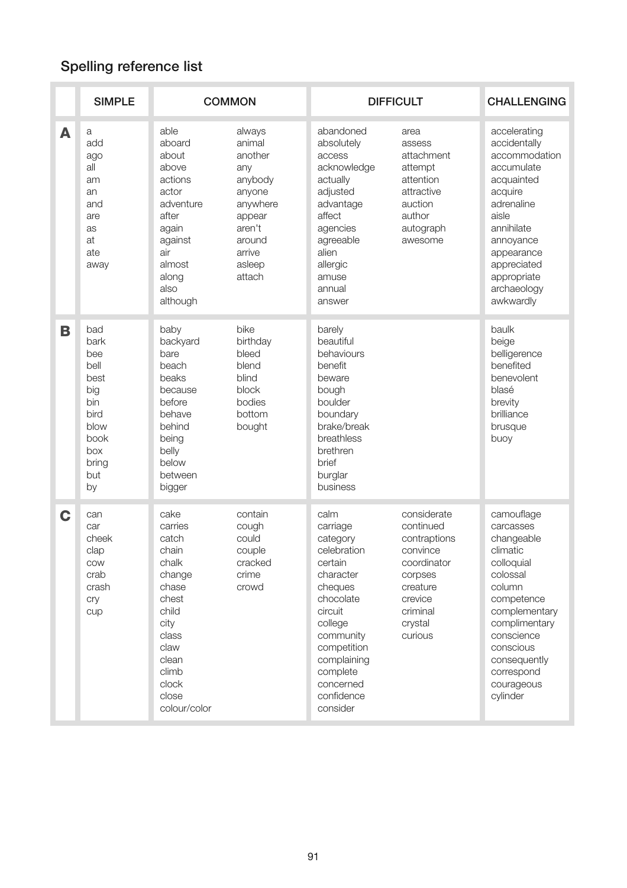## Spelling reference list

| | SIMPLE | COMMON | | DIFFICULT | | CHALLENGING |
|---|---|---|---|---|---|---|
| **A** | a<br>add<br>ago<br>all<br>am<br>an<br>and<br>are<br>as<br>at<br>ate<br>away | able<br>aboard<br>about<br>above<br>actions<br>actor<br>adventure<br>after<br>again<br>against<br>air<br>almost<br>along<br>also<br>although | always<br>animal<br>another<br>any<br>anybody<br>anyone<br>anywhere<br>appear<br>aren't<br>around<br>arrive<br>asleep<br>attach | abandoned<br>absolutely<br>access<br>acknowledge<br>actually<br>adjusted<br>advantage<br>affect<br>agencies<br>agreeable<br>alien<br>allergic<br>amuse<br>annual<br>answer | area<br>assess<br>attachment<br>attempt<br>attention<br>attractive<br>auction<br>author<br>autograph<br>awesome | accelerating<br>accidentally<br>accommodation<br>accumulate<br>acquainted<br>acquire<br>adrenaline<br>aisle<br>annihilate<br>annoyance<br>appearance<br>appreciated<br>appropriate<br>archaeology<br>awkwardly |
| **B** | bad<br>bark<br>bee<br>bell<br>best<br>big<br>bin<br>bird<br>blow<br>book<br>box<br>bring<br>but<br>by | baby<br>backyard<br>bare<br>beach<br>beaks<br>because<br>before<br>behave<br>behind<br>being<br>belly<br>below<br>between<br>bigger | bike<br>birthday<br>bleed<br>blend<br>blind<br>block<br>bodies<br>bottom<br>bought | barely<br>beautiful<br>behaviours<br>benefit<br>beware<br>bough<br>boulder<br>boundary<br>brake/break<br>breathless<br>brethren<br>brief<br>burglar<br>business | | baulk<br>beige<br>belligerence<br>benefited<br>benevolent<br>blasé<br>brevity<br>brilliance<br>brusque<br>buoy |
| **C** | can<br>car<br>cheek<br>clap<br>cow<br>crab<br>crash<br>cry<br>cup | cake<br>carries<br>catch<br>chain<br>chalk<br>change<br>chase<br>chest<br>child<br>city<br>class<br>claw<br>clean<br>climb<br>clock<br>close<br>colour/color | contain<br>cough<br>could<br>couple<br>cracked<br>crime<br>crowd | calm<br>carriage<br>category<br>celebration<br>certain<br>character<br>cheques<br>chocolate<br>circuit<br>college<br>community<br>competition<br>complaining<br>complete<br>concerned<br>confidence<br>consider | considerate<br>continued<br>contraptions<br>convince<br>coordinator<br>corpses<br>creature<br>crevice<br>criminal<br>crystal<br>curious | camouflage<br>carcasses<br>changeable<br>climatic<br>colloquial<br>colossal<br>column<br>competence<br>complementary<br>complimentary<br>conscience<br>conscious<br>consequently<br>correspond<br>courageous<br>cylinder |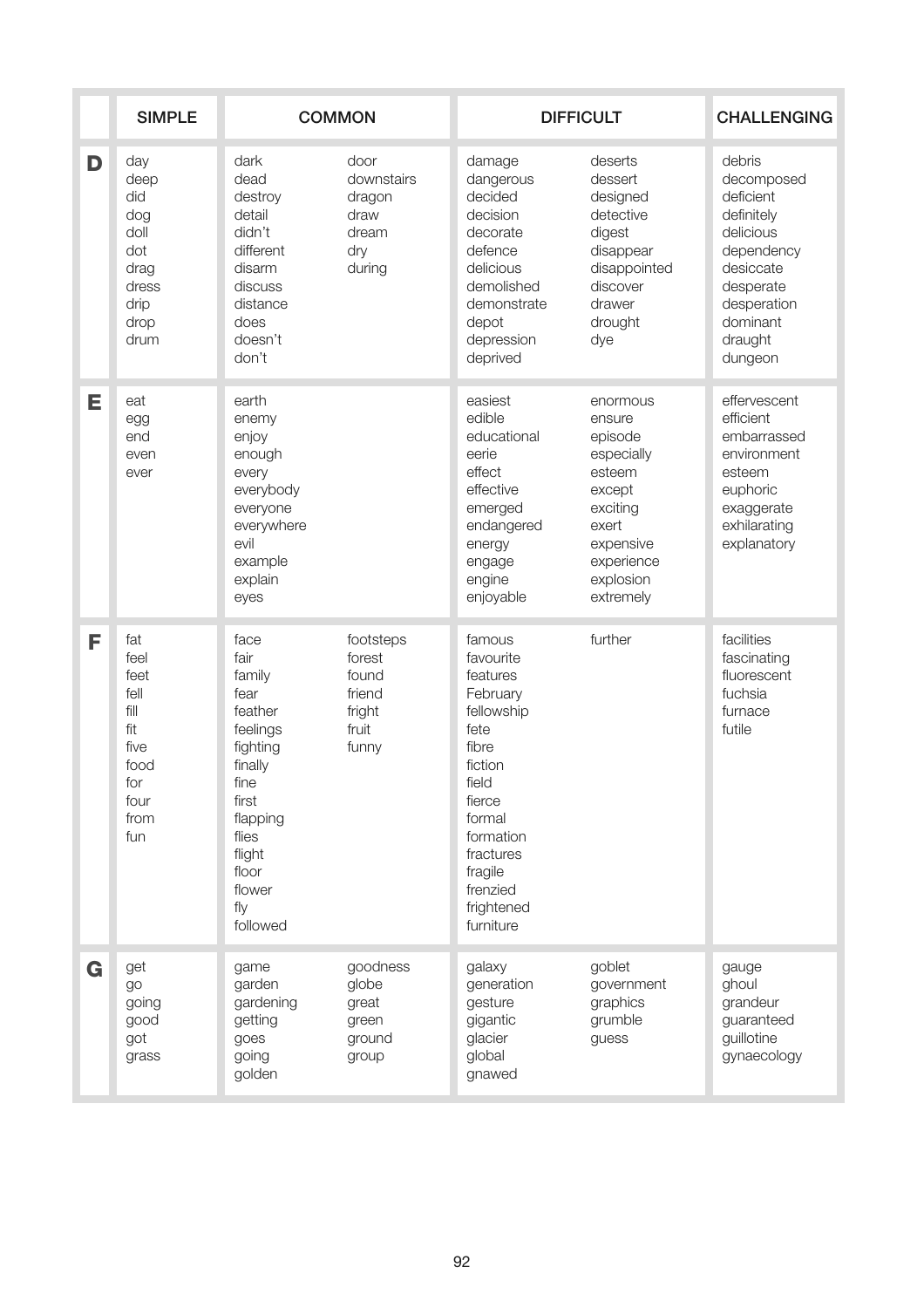| | SIMPLE | COMMON | DIFFICULT | CHALLENGING |
|---|---|---|---|---|
| **D** | day<br>deep<br>did<br>dog<br>doll<br>dot<br>drag<br>dress<br>drip<br>drop<br>drum | dark<br>dead<br>destroy<br>detail<br>didn't<br>different<br>disarm<br>discuss<br>distance<br>does<br>doesn't<br>don't<br>door<br>downstairs<br>dragon<br>draw<br>dream<br>dry<br>during | damage<br>dangerous<br>decided<br>decision<br>decorate<br>defence<br>delicious<br>demolished<br>demonstrate<br>depot<br>depression<br>deprived<br>deserts<br>dessert<br>designed<br>detective<br>digest<br>disappear<br>disappointed<br>discover<br>drawer<br>drought<br>dye | debris<br>decomposed<br>deficient<br>definitely<br>delicious<br>dependency<br>desiccate<br>desperate<br>desperation<br>dominant<br>draught<br>dungeon |
| **E** | eat<br>egg<br>end<br>even<br>ever | earth<br>enemy<br>enjoy<br>enough<br>every<br>everybody<br>everyone<br>everywhere<br>evil<br>example<br>explain<br>eyes | easiest<br>edible<br>educational<br>eerie<br>effect<br>effective<br>emerged<br>endangered<br>energy<br>engage<br>engine<br>enjoyable<br>enormous<br>ensure<br>episode<br>especially<br>esteem<br>except<br>exciting<br>exert<br>expensive<br>experience<br>explosion<br>extremely | effervescent<br>efficient<br>embarrassed<br>environment<br>esteem<br>euphoric<br>exaggerate<br>exhilarating<br>explanatory |
| **F** | fat<br>feel<br>feet<br>fell<br>fill<br>fit<br>five<br>food<br>for<br>four<br>from<br>fun | face<br>fair<br>family<br>fear<br>feather<br>feelings<br>fighting<br>finally<br>fine<br>first<br>flapping<br>flies<br>flight<br>floor<br>flower<br>fly<br>followed<br>footsteps<br>forest<br>found<br>friend<br>fright<br>fruit<br>funny | famous<br>favourite<br>features<br>February<br>fellowship<br>fete<br>fibre<br>fiction<br>field<br>fierce<br>formal<br>formation<br>fractures<br>fragile<br>frenzied<br>frightened<br>furniture<br>further | facilities<br>fascinating<br>fluorescent<br>fuchsia<br>furnace<br>futile |
| **G** | get<br>go<br>going<br>good<br>got<br>grass | game<br>garden<br>gardening<br>getting<br>goes<br>going<br>golden<br>goodness<br>globe<br>great<br>green<br>ground<br>group | galaxy<br>generation<br>gesture<br>gigantic<br>glacier<br>global<br>gnawed<br>goblet<br>government<br>graphics<br>grumble<br>guess | gauge<br>ghoul<br>grandeur<br>guaranteed<br>guillotine<br>gynaecology |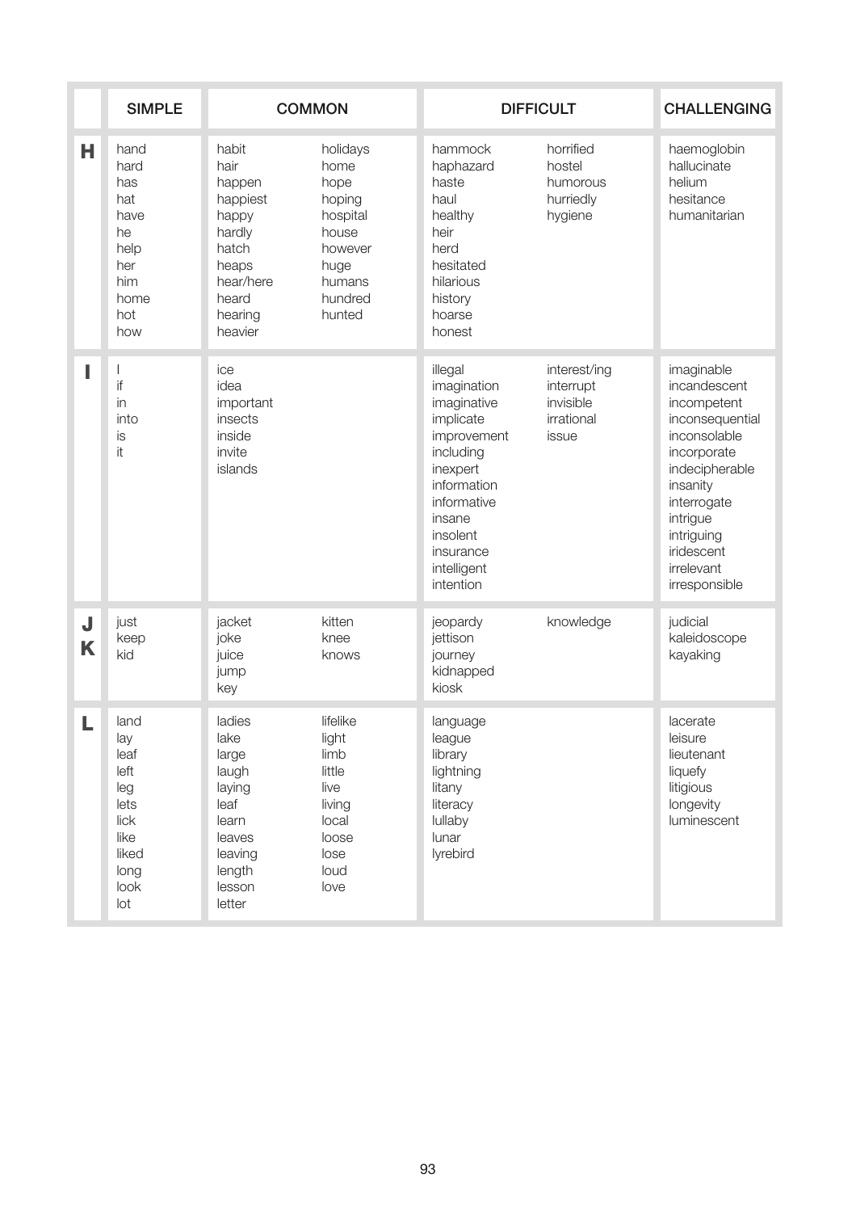| | SIMPLE | COMMON | | DIFFICULT | | CHALLENGING |
|---|---|---|---|---|---|---|
| **H** | hand<br>hard<br>has<br>hat<br>have<br>he<br>help<br>her<br>him<br>home<br>hot<br>how | habit<br>hair<br>happen<br>happiest<br>happy<br>hardly<br>hatch<br>heaps<br>hear/here<br>heard<br>hearing<br>heavier | holidays<br>home<br>hope<br>hoping<br>hospital<br>house<br>however<br>huge<br>humans<br>hundred<br>hunted | hammock<br>haphazard<br>haste<br>haul<br>healthy<br>heir<br>herd<br>hesitated<br>hilarious<br>history<br>hoarse<br>honest | horrified<br>hostel<br>humorous<br>hurriedly<br>hygiene | haemoglobin<br>hallucinate<br>helium<br>hesitance<br>humanitarian |
| **I** | I<br>if<br>in<br>into<br>is<br>it | ice<br>idea<br>important<br>insects<br>inside<br>invite<br>islands | | illegal<br>imagination<br>imaginative<br>implicate<br>improvement<br>including<br>inexpert<br>information<br>informative<br>insane<br>insolent<br>insurance<br>intelligent<br>intention | interest/ing<br>interrupt<br>invisible<br>irrational<br>issue | imaginable<br>incandescent<br>incompetent<br>inconsequential<br>inconsolable<br>incorporate<br>indecipherable<br>insanity<br>interrogate<br>intrigue<br>intriguing<br>iridescent<br>irrelevant<br>irresponsible |
| **J K** | just<br>keep<br>kid | jacket<br>joke<br>juice<br>jump<br>key | kitten<br>knee<br>knows | jeopardy<br>jettison<br>journey<br>kidnapped<br>kiosk | knowledge | judicial<br>kaleidoscope<br>kayaking |
| **L** | land<br>lay<br>leaf<br>left<br>leg<br>lets<br>lick<br>like<br>liked<br>long<br>look<br>lot | ladies<br>lake<br>large<br>laugh<br>laying<br>leaf<br>learn<br>leaves<br>leaving<br>length<br>lesson<br>letter | lifelike<br>light<br>limb<br>little<br>live<br>living<br>local<br>loose<br>lose<br>loud<br>love | language<br>league<br>library<br>lightning<br>litany<br>literacy<br>lullaby<br>lunar<br>lyrebird | | lacerate<br>leisure<br>lieutenant<br>liquefy<br>litigious<br>longevity<br>luminescent |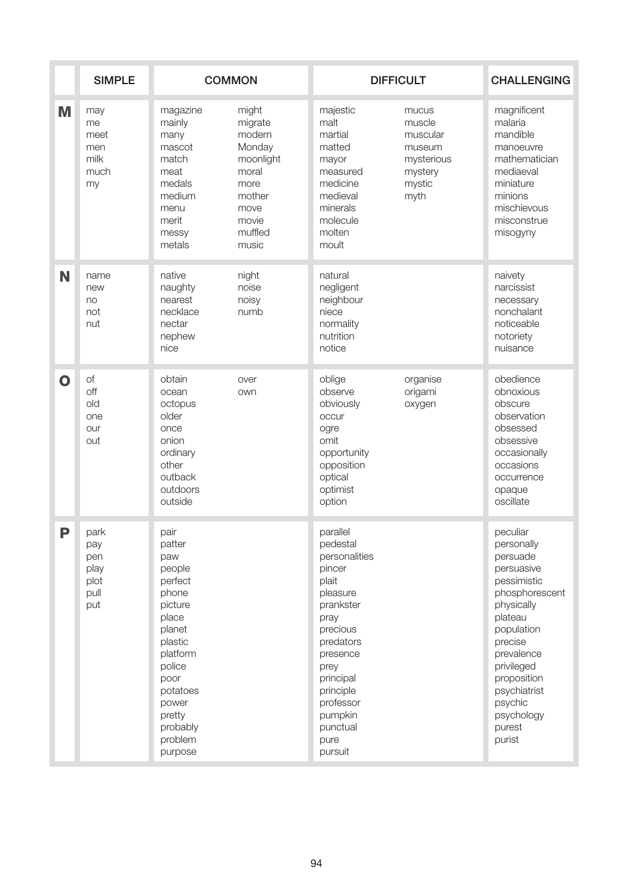| | SIMPLE | COMMON | | DIFFICULT | | CHALLENGING |
|---|---|---|---|---|---|---|
| **M** | may<br>me<br>meet<br>men<br>milk<br>much<br>my | magazine<br>mainly<br>many<br>mascot<br>match<br>meat<br>medals<br>medium<br>menu<br>merit<br>messy<br>metals | might<br>migrate<br>modern<br>Monday<br>moonlight<br>moral<br>more<br>mother<br>move<br>movie<br>muffled<br>music | majestic<br>malt<br>martial<br>matted<br>mayor<br>measured<br>medicine<br>medieval<br>minerals<br>molecule<br>molten<br>moult | mucus<br>muscle<br>muscular<br>museum<br>mysterious<br>mystery<br>mystic<br>myth | magnificent<br>malaria<br>mandible<br>manoeuvre<br>mathematician<br>mediaeval<br>miniature<br>minions<br>mischievous<br>misconstrue<br>misogyny |
| **N** | name<br>new<br>no<br>not<br>nut | native<br>naughty<br>nearest<br>necklace<br>nectar<br>nephew<br>nice | night<br>noise<br>noisy<br>numb | natural<br>negligent<br>neighbour<br>niece<br>normality<br>nutrition<br>notice | | naivety<br>narcissist<br>necessary<br>nonchalant<br>noticeable<br>notoriety<br>nuisance |
| **O** | of<br>off<br>old<br>one<br>our<br>out | obtain<br>ocean<br>octopus<br>older<br>once<br>onion<br>ordinary<br>other<br>outback<br>outdoors<br>outside | over<br>own | oblige<br>observe<br>obviously<br>occur<br>ogre<br>omit<br>opportunity<br>opposition<br>optical<br>optimist<br>option | organise<br>origami<br>oxygen | obedience<br>obnoxious<br>obscure<br>observation<br>obsessed<br>obsessive<br>occasionally<br>occasions<br>occurrence<br>opaque<br>oscillate |
| **P** | park<br>pay<br>pen<br>play<br>plot<br>pull<br>put | pair<br>patter<br>paw<br>people<br>perfect<br>phone<br>picture<br>place<br>planet<br>plastic<br>platform<br>police<br>poor<br>potatoes<br>power<br>pretty<br>probably<br>problem<br>purpose | | parallel<br>pedestal<br>personalities<br>pincer<br>plait<br>pleasure<br>prankster<br>pray<br>precious<br>predators<br>presence<br>prey<br>principal<br>principle<br>professor<br>pumpkin<br>punctual<br>pure<br>pursuit | | peculiar<br>personally<br>persuade<br>persuasive<br>pessimistic<br>phosphorescent<br>physically<br>plateau<br>population<br>precise<br>prevalence<br>privileged<br>proposition<br>psychiatrist<br>psychic<br>psychology<br>purest<br>purist |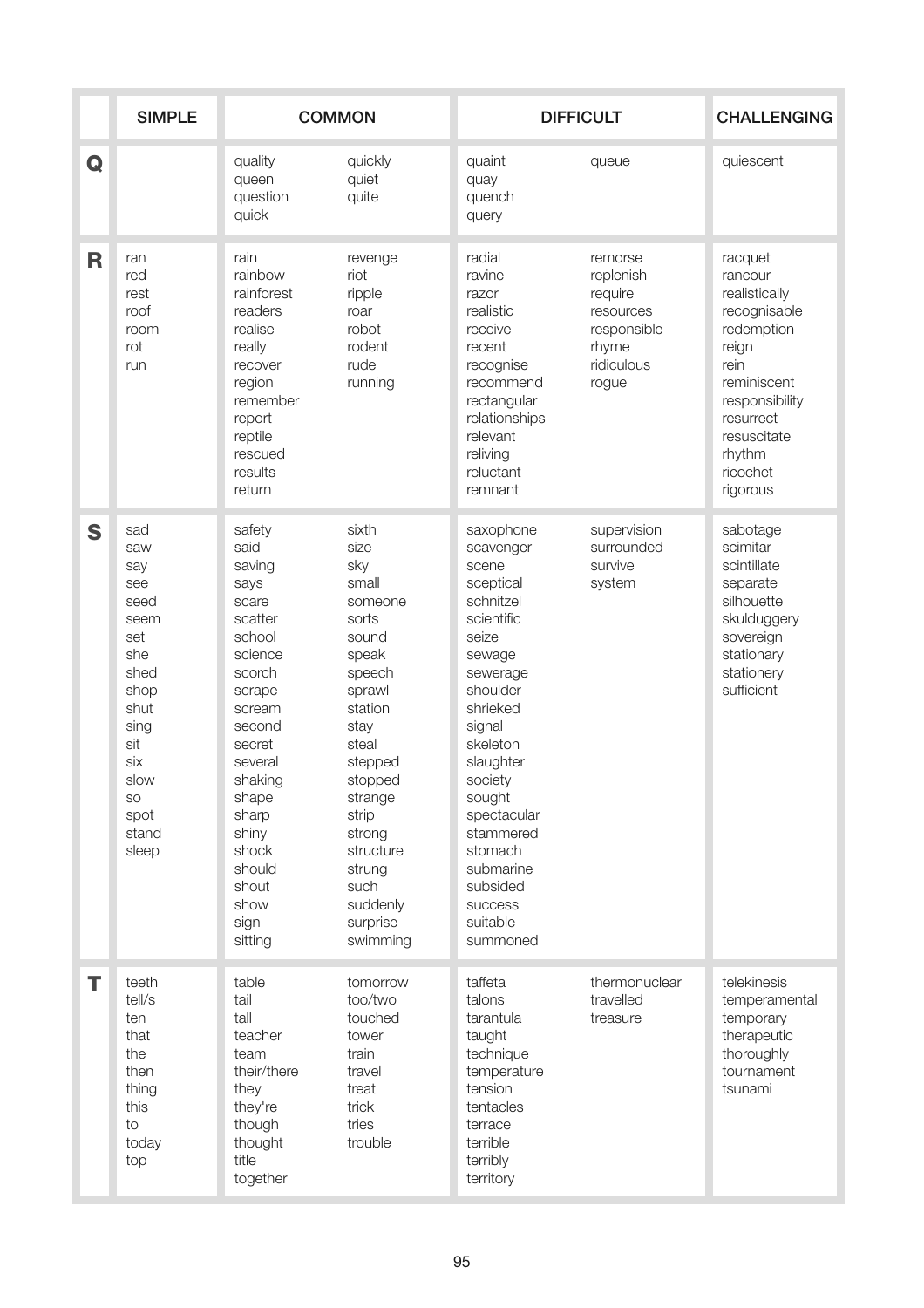| | SIMPLE | COMMON | | DIFFICULT | | CHALLENGING |
|---|---|---|---|---|---|---|
| **Q** | | quality<br>queen<br>question<br>quick | quickly<br>quiet<br>quite | quaint<br>quay<br>quench<br>query | queue | quiescent |
| **R** | ran<br>red<br>rest<br>roof<br>room<br>rot<br>run | rain<br>rainbow<br>rainforest<br>readers<br>realise<br>really<br>recover<br>region<br>remember<br>report<br>reptile<br>rescued<br>results<br>return | revenge<br>riot<br>ripple<br>roar<br>robot<br>rodent<br>rude<br>running | radial<br>ravine<br>razor<br>realistic<br>receive<br>recent<br>recognise<br>recommend<br>rectangular<br>relationships<br>relevant<br>reliving<br>reluctant<br>remnant | remorse<br>replenish<br>require<br>resources<br>responsible<br>rhyme<br>ridiculous<br>rogue | racquet<br>rancour<br>realistically<br>recognisable<br>redemption<br>reign<br>rein<br>reminiscent<br>responsibility<br>resurrect<br>resuscitate<br>rhythm<br>ricochet<br>rigorous |
| **S** | sad<br>saw<br>say<br>see<br>seed<br>seem<br>set<br>she<br>shed<br>shop<br>shut<br>sing<br>sit<br>six<br>slow<br>so<br>spot<br>stand<br>sleep | safety<br>said<br>saving<br>says<br>scare<br>scatter<br>school<br>science<br>scorch<br>scrape<br>scream<br>second<br>secret<br>several<br>shaking<br>shape<br>sharp<br>shiny<br>shock<br>should<br>shout<br>show<br>sign<br>sitting | sixth<br>size<br>sky<br>small<br>someone<br>sorts<br>sound<br>speak<br>speech<br>sprawl<br>station<br>stay<br>steal<br>stepped<br>stopped<br>strange<br>strip<br>strong<br>structure<br>strung<br>such<br>suddenly<br>surprise<br>swimming | saxophone<br>scavenger<br>scene<br>sceptical<br>schnitzel<br>scientific<br>seize<br>sewage<br>sewerage<br>shoulder<br>shrieked<br>signal<br>skeleton<br>slaughter<br>society<br>sought<br>spectacular<br>stammered<br>stomach<br>submarine<br>subsided<br>success<br>suitable<br>summoned | supervision<br>surrounded<br>survive<br>system | sabotage<br>scimitar<br>scintillate<br>separate<br>silhouette<br>skulduggery<br>sovereign<br>stationary<br>stationery<br>sufficient |
| **T** | teeth<br>tell/s<br>ten<br>that<br>the<br>then<br>thing<br>this<br>to<br>today<br>top | table<br>tail<br>tall<br>teacher<br>team<br>their/there<br>they<br>they're<br>though<br>thought<br>title<br>together | tomorrow<br>too/two<br>touched<br>tower<br>train<br>travel<br>treat<br>trick<br>tries<br>trouble | taffeta<br>talons<br>tarantula<br>taught<br>technique<br>temperature<br>tension<br>tentacles<br>terrace<br>terrible<br>terribly<br>territory | thermonuclear<br>travelled<br>treasure | telekinesis<br>temperamental<br>temporary<br>therapeutic<br>thoroughly<br>tournament<br>tsunami |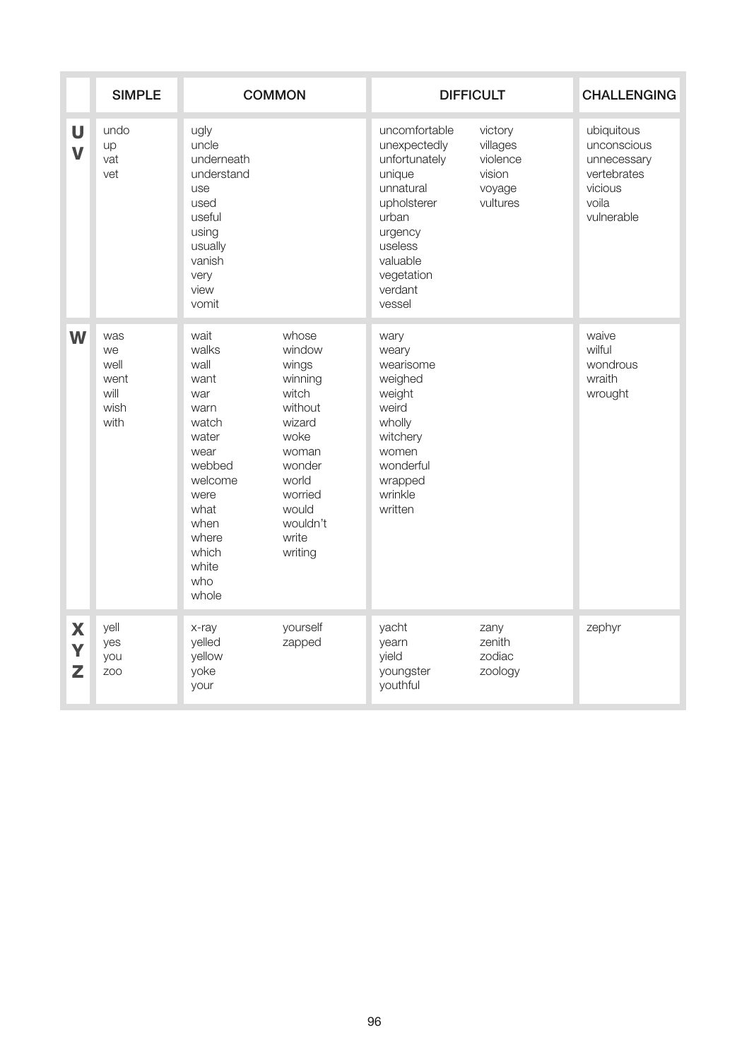| | SIMPLE | COMMON | DIFFICULT | CHALLENGING |
|---|---|---|---|---|
| **U V** | undo<br>up<br>vat<br>vet | ugly<br>uncle<br>underneath<br>understand<br>use<br>used<br>useful<br>using<br>usually<br>vanish<br>very<br>view<br>vomit | uncomfortable<br>unexpectedly<br>unfortunately<br>unique<br>unnatural<br>upholsterer<br>urban<br>urgency<br>useless<br>valuable<br>vegetation<br>verdant<br>vessel<br>victory<br>villages<br>violence<br>vision<br>voyage<br>vultures | ubiquitous<br>unconscious<br>unnecessary<br>vertebrates<br>vicious<br>voila<br>vulnerable |
| **W** | was<br>we<br>well<br>went<br>will<br>wish<br>with | wait<br>walks<br>wall<br>want<br>war<br>warn<br>watch<br>water<br>wear<br>webbed<br>welcome<br>were<br>what<br>when<br>where<br>which<br>white<br>who<br>whole<br>whose<br>window<br>wings<br>winning<br>witch<br>without<br>wizard<br>woke<br>woman<br>wonder<br>world<br>worried<br>would<br>wouldn't<br>write<br>writing | wary<br>weary<br>wearisome<br>weighed<br>weight<br>weird<br>wholly<br>witchery<br>women<br>wonderful<br>wrapped<br>wrinkle<br>written | waive<br>wilful<br>wondrous<br>wraith<br>wrought |
| **X Y Z** | yell<br>yes<br>you<br>zoo | x-ray<br>yelled<br>yellow<br>yoke<br>your<br>yourself<br>zapped | yacht<br>yearn<br>yield<br>youngster<br>youthful<br>zany<br>zenith<br>zodiac<br>zoology | zephyr |